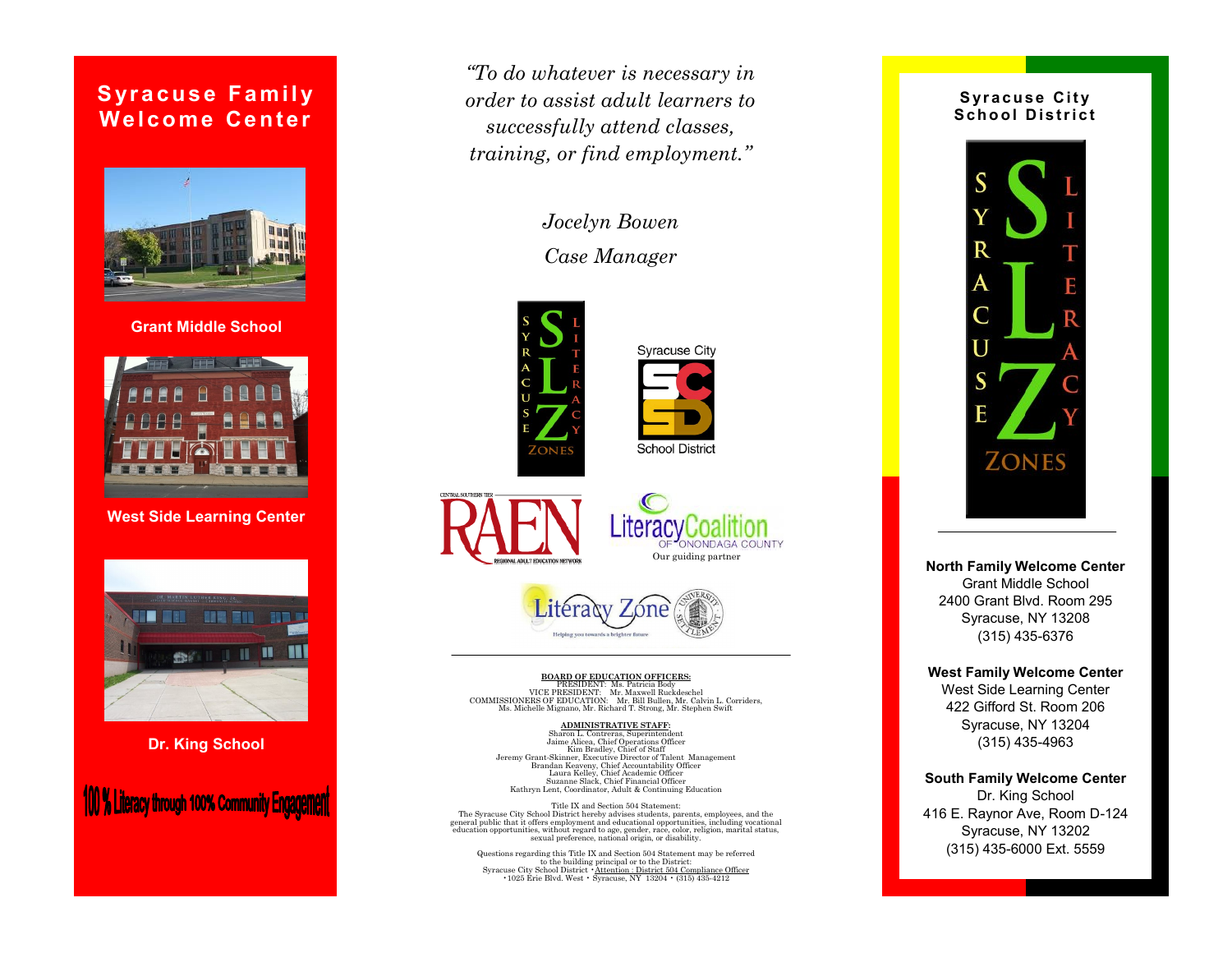# Syracuse Family Welcome Center

**Grant Middle School**

**West Side Learning Center**

**Dr. King School**

**100 % Literacy through 100% Community Engagement**

*"To do whatever is necessary in order to assist adult learners to successfully attend classes, training, or find employment."*

*Jocelyn Bowen*

*Case Manager*

SYRACUSE SLZ LITERACY ZONES

Syracuse City SCSD School District

CENTRAL SOUTHERN TIER RAEN REGIONAL ADULT EDUCATION NETWORK

LiteracyCoalition OF ONONDAGA COUNTY

Our guiding partner

Literacy Zone — Helping you towards a brighter future — University Settlement

**BOARD OF EDUCATION OFFICERS:**
PRESIDENT: Ms. Patricia Body
VICE PRESIDENT: Mr. Maxwell Ruckdeschel
COMMISSIONERS OF EDUCATION: Mr. Bill Bullen, Mr. Calvin L. Corriders, Ms. Michelle Mignano, Mr. Richard T. Strong, Mr. Stephen Swift

**ADMINISTRATIVE STAFF:**
Sharon L. Contreras, Superintendent
Jaime Alicea, Chief Operations Officer
Kim Bradley, Chief of Staff
Jeremy Grant-Skinner, Executive Director of Talent Management
Brandan Keaveny, Chief Accountability Officer
Laura Kelley, Chief Academic Officer
Suzanne Slack, Chief Financial Officer
Kathryn Lent, Coordinator, Adult & Continuing Education

Title IX and Section 504 Statement:
The Syracuse City School District hereby advises students, parents, employees, and the general public that it offers employment and educational opportunities, including vocational education opportunities, without regard to age, gender, race, color, religion, marital status, sexual preference, national origin, or disability.

Questions regarding this Title IX and Section 504 Statement may be referred to the building principal or to the District:
Syracuse City School District • Attention : District 504 Compliance Officer • 1025 Erie Blvd. West • Syracuse, NY 13204 • (315) 435-4212

## Syracuse City School District

SYRACUSE SLZ LITERACY ZONES

**North Family Welcome Center**
Grant Middle School
2400 Grant Blvd. Room 295
Syracuse, NY 13208
(315) 435-6376

**West Family Welcome Center**
West Side Learning Center
422 Gifford St. Room 206
Syracuse, NY 13204
(315) 435-4963

**South Family Welcome Center**
Dr. King School
416 E. Raynor Ave, Room D-124
Syracuse, NY 13202
(315) 435-6000 Ext. 5559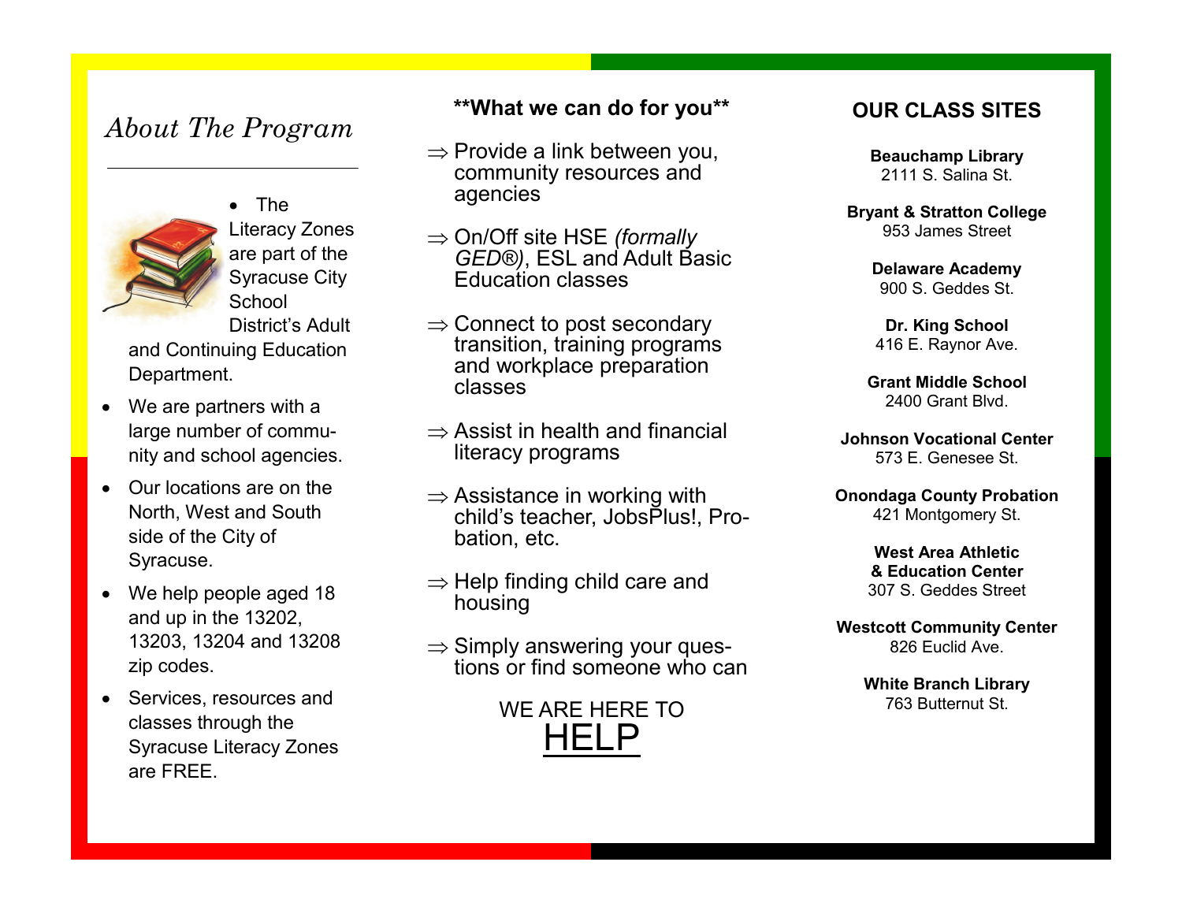## *About The Program*

- The Literacy Zones are part of the Syracuse City School District's Adult and Continuing Education Department.
- We are partners with a large number of community and school agencies.
- Our locations are on the North, West and South side of the City of Syracuse.
- We help people aged 18 and up in the 13202, 13203, 13204 and 13208 zip codes.
- Services, resources and classes through the Syracuse Literacy Zones are FREE.

## \*\*What we can do for you\*\*

⇒ Provide a link between you, community resources and agencies

⇒ On/Off site HSE *(formally GED®)*, ESL and Adult Basic Education classes

⇒ Connect to post secondary transition, training programs and workplace preparation classes

⇒ Assist in health and financial literacy programs

⇒ Assistance in working with child's teacher, JobsPlus!, Probation, etc.

⇒ Help finding child care and housing

⇒ Simply answering your questions or find someone who can

WE ARE HERE TO
HELP

## OUR CLASS SITES

**Beauchamp Library**
2111 S. Salina St.

**Bryant & Stratton College**
953 James Street

**Delaware Academy**
900 S. Geddes St.

**Dr. King School**
416 E. Raynor Ave.

**Grant Middle School**
2400 Grant Blvd.

**Johnson Vocational Center**
573 E. Genesee St.

**Onondaga County Probation**
421 Montgomery St.

**West Area Athletic & Education Center**
307 S. Geddes Street

**Westcott Community Center**
826 Euclid Ave.

**White Branch Library**
763 Butternut St.